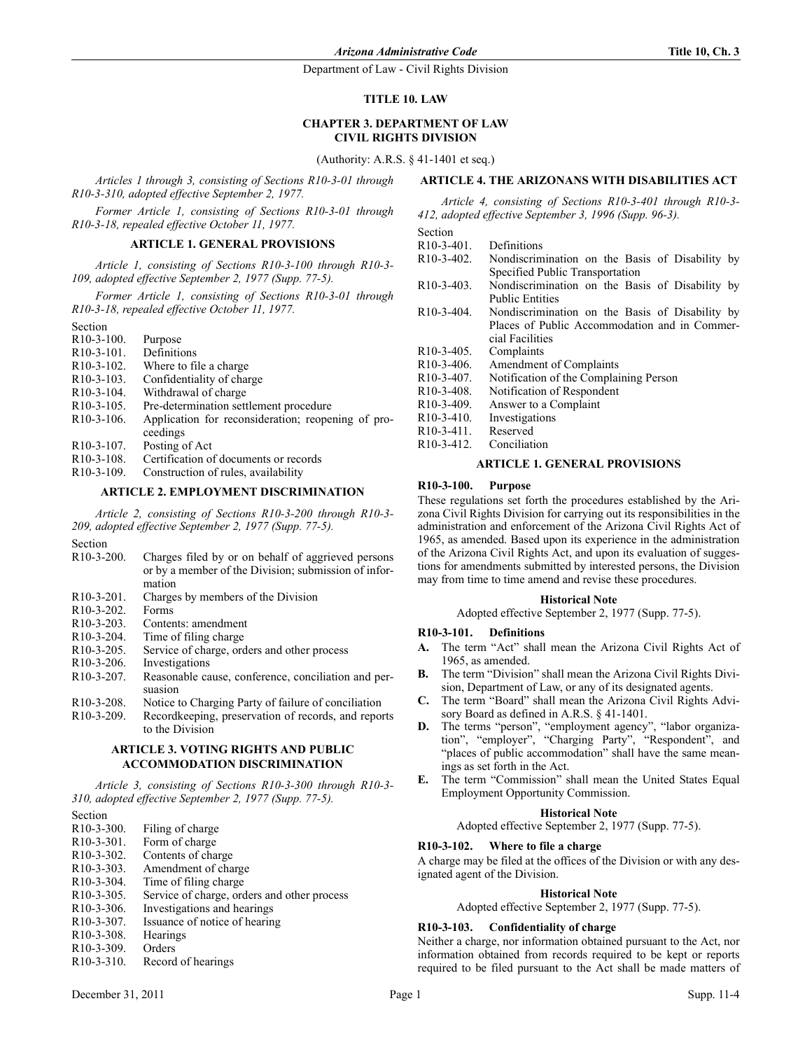# TITLE 10. LAW

## CHAPTER 3. DEPARTMENT OF LAW CIVIL RIGHTS DIVISION

(Authority: A.R.S. § 41-1401 et seq.)

*Articles 1 through 3, consisting of Sections R10-3-01 through R10-3-310, adopted effective September 2, 1977.*

*Former Article 1, consisting of Sections R10-3-01 through R10-3-18, repealed effective October 11, 1977.*

### ARTICLE 1. GENERAL PROVISIONS

*Article 1, consisting of Sections R10-3-100 through R10-3-109, adopted effective September 2, 1977 (Supp. 77-5).*

*Former Article 1, consisting of Sections R10-3-01 through R10-3-18, repealed effective October 11, 1977.*

Section
R10-3-100. Purpose
R10-3-101. Definitions
R10-3-102. Where to file a charge
R10-3-103. Confidentiality of charge
R10-3-104. Withdrawal of charge
R10-3-105. Pre-determination settlement procedure
R10-3-106. Application for reconsideration; reopening of proceedings
R10-3-107. Posting of Act
R10-3-108. Certification of documents or records
R10-3-109. Construction of rules, availability

### ARTICLE 2. EMPLOYMENT DISCRIMINATION

*Article 2, consisting of Sections R10-3-200 through R10-3-209, adopted effective September 2, 1977 (Supp. 77-5).*

Section
R10-3-200. Charges filed by or on behalf of aggrieved persons or by a member of the Division; submission of information
R10-3-201. Charges by members of the Division
R10-3-202. Forms
R10-3-203. Contents: amendment
R10-3-204. Time of filing charge
R10-3-205. Service of charge, orders and other process
R10-3-206. Investigations
R10-3-207. Reasonable cause, conference, conciliation and persuasion
R10-3-208. Notice to Charging Party of failure of conciliation
R10-3-209. Recordkeeping, preservation of records, and reports to the Division

### ARTICLE 3. VOTING RIGHTS AND PUBLIC ACCOMMODATION DISCRIMINATION

*Article 3, consisting of Sections R10-3-300 through R10-3-310, adopted effective September 2, 1977 (Supp. 77-5).*

Section
R10-3-300. Filing of charge
R10-3-301. Form of charge
R10-3-302. Contents of charge
R10-3-303. Amendment of charge
R10-3-304. Time of filing charge
R10-3-305. Service of charge, orders and other process
R10-3-306. Investigations and hearings
R10-3-307. Issuance of notice of hearing
R10-3-308. Hearings
R10-3-309. Orders
R10-3-310. Record of hearings

### ARTICLE 4. THE ARIZONANS WITH DISABILITIES ACT

*Article 4, consisting of Sections R10-3-401 through R10-3-412, adopted effective September 3, 1996 (Supp. 96-3).*

Section
R10-3-401. Definitions
R10-3-402. Nondiscrimination on the Basis of Disability by Specified Public Transportation
R10-3-403. Nondiscrimination on the Basis of Disability by Public Entities
R10-3-404. Nondiscrimination on the Basis of Disability by Places of Public Accommodation and in Commercial Facilities
R10-3-405. Complaints
R10-3-406. Amendment of Complaints
R10-3-407. Notification of the Complaining Person
R10-3-408. Notification of Respondent
R10-3-409. Answer to a Complaint
R10-3-410. Investigations
R10-3-411. Reserved
R10-3-412. Conciliation

### ARTICLE 1. GENERAL PROVISIONS

#### R10-3-100. Purpose

These regulations set forth the procedures established by the Arizona Civil Rights Division for carrying out its responsibilities in the administration and enforcement of the Arizona Civil Rights Act of 1965, as amended. Based upon its experience in the administration of the Arizona Civil Rights Act, and upon its evaluation of suggestions for amendments submitted by interested persons, the Division may from time to time amend and revise these procedures.

**Historical Note**

Adopted effective September 2, 1977 (Supp. 77-5).

#### R10-3-101. Definitions

**A.** The term "Act" shall mean the Arizona Civil Rights Act of 1965, as amended.

**B.** The term "Division" shall mean the Arizona Civil Rights Division, Department of Law, or any of its designated agents.

**C.** The term "Board" shall mean the Arizona Civil Rights Advisory Board as defined in A.R.S. § 41-1401.

**D.** The terms "person", "employment agency", "labor organization", "employer", "Charging Party", "Respondent", and "places of public accommodation" shall have the same meanings as set forth in the Act.

**E.** The term "Commission" shall mean the United States Equal Employment Opportunity Commission.

**Historical Note**

Adopted effective September 2, 1977 (Supp. 77-5).

#### R10-3-102. Where to file a charge

A charge may be filed at the offices of the Division or with any designated agent of the Division.

**Historical Note**

Adopted effective September 2, 1977 (Supp. 77-5).

#### R10-3-103. Confidentiality of charge

Neither a charge, nor information obtained pursuant to the Act, nor information obtained from records required to be kept or reports required to be filed pursuant to the Act shall be made matters of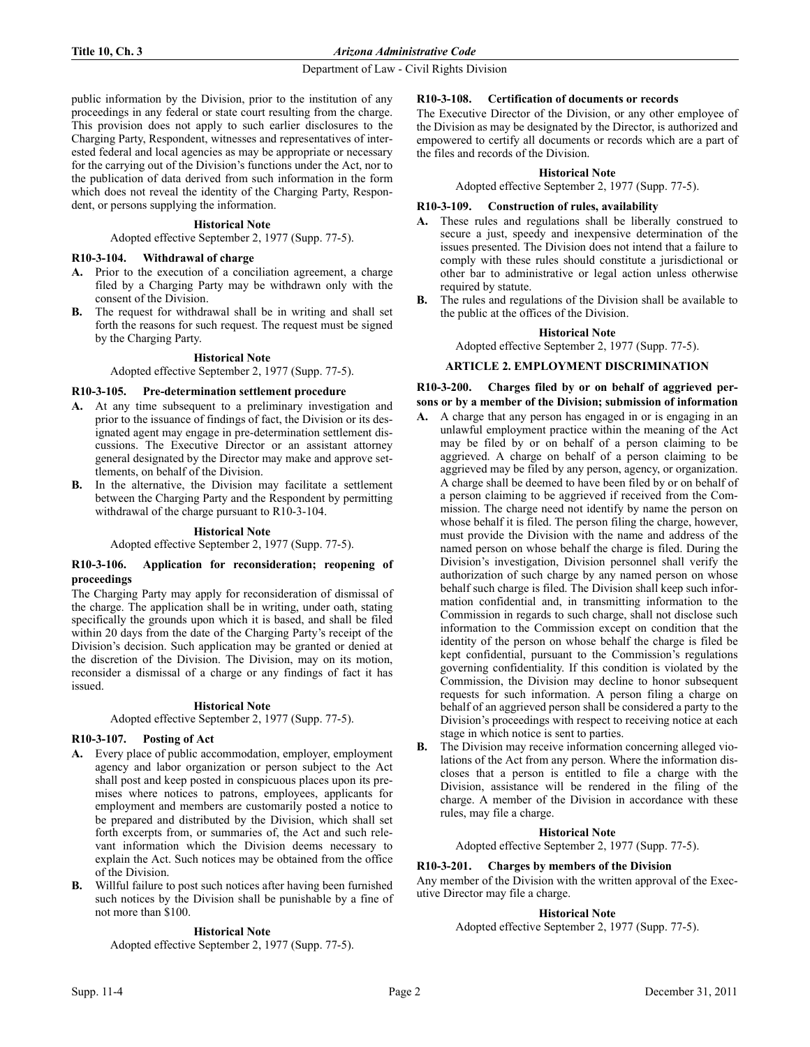public information by the Division, prior to the institution of any proceedings in any federal or state court resulting from the charge. This provision does not apply to such earlier disclosures to the Charging Party, Respondent, witnesses and representatives of interested federal and local agencies as may be appropriate or necessary for the carrying out of the Division's functions under the Act, nor to the publication of data derived from such information in the form which does not reveal the identity of the Charging Party, Respondent, or persons supplying the information.

**Historical Note**

Adopted effective September 2, 1977 (Supp. 77-5).

### R10-3-104. Withdrawal of charge

**A.** Prior to the execution of a conciliation agreement, a charge filed by a Charging Party may be withdrawn only with the consent of the Division.

**B.** The request for withdrawal shall be in writing and shall set forth the reasons for such request. The request must be signed by the Charging Party.

**Historical Note**

Adopted effective September 2, 1977 (Supp. 77-5).

### R10-3-105. Pre-determination settlement procedure

**A.** At any time subsequent to a preliminary investigation and prior to the issuance of findings of fact, the Division or its designated agent may engage in pre-determination settlement discussions. The Executive Director or an assistant attorney general designated by the Director may make and approve settlements, on behalf of the Division.

**B.** In the alternative, the Division may facilitate a settlement between the Charging Party and the Respondent by permitting withdrawal of the charge pursuant to R10-3-104.

**Historical Note**

Adopted effective September 2, 1977 (Supp. 77-5).

### R10-3-106. Application for reconsideration; reopening of proceedings

The Charging Party may apply for reconsideration of dismissal of the charge. The application shall be in writing, under oath, stating specifically the grounds upon which it is based, and shall be filed within 20 days from the date of the Charging Party's receipt of the Division's decision. Such application may be granted or denied at the discretion of the Division. The Division, may on its motion, reconsider a dismissal of a charge or any findings of fact it has issued.

**Historical Note**

Adopted effective September 2, 1977 (Supp. 77-5).

### R10-3-107. Posting of Act

**A.** Every place of public accommodation, employer, employment agency and labor organization or person subject to the Act shall post and keep posted in conspicuous places upon its premises where notices to patrons, employees, applicants for employment and members are customarily posted a notice to be prepared and distributed by the Division, which shall set forth excerpts from, or summaries of, the Act and such relevant information which the Division deems necessary to explain the Act. Such notices may be obtained from the office of the Division.

**B.** Willful failure to post such notices after having been furnished such notices by the Division shall be punishable by a fine of not more than $100.

**Historical Note**

Adopted effective September 2, 1977 (Supp. 77-5).

### R10-3-108. Certification of documents or records

The Executive Director of the Division, or any other employee of the Division as may be designated by the Director, is authorized and empowered to certify all documents or records which are a part of the files and records of the Division.

**Historical Note**

Adopted effective September 2, 1977 (Supp. 77-5).

### R10-3-109. Construction of rules, availability

**A.** These rules and regulations shall be liberally construed to secure a just, speedy and inexpensive determination of the issues presented. The Division does not intend that a failure to comply with these rules should constitute a jurisdictional or other bar to administrative or legal action unless otherwise required by statute.

**B.** The rules and regulations of the Division shall be available to the public at the offices of the Division.

**Historical Note**

Adopted effective September 2, 1977 (Supp. 77-5).

## ARTICLE 2. EMPLOYMENT DISCRIMINATION

### R10-3-200. Charges filed by or on behalf of aggrieved persons or by a member of the Division; submission of information

**A.** A charge that any person has engaged in or is engaging in an unlawful employment practice within the meaning of the Act may be filed by or on behalf of a person claiming to be aggrieved. A charge on behalf of a person claiming to be aggrieved may be filed by any person, agency, or organization. A charge shall be deemed to have been filed by or on behalf of a person claiming to be aggrieved if received from the Commission. The charge need not identify by name the person on whose behalf it is filed. The person filing the charge, however, must provide the Division with the name and address of the named person on whose behalf the charge is filed. During the Division's investigation, Division personnel shall verify the authorization of such charge by any named person on whose behalf such charge is filed. The Division shall keep such information confidential and, in transmitting information to the Commission in regards to such charge, shall not disclose such information to the Commission except on condition that the identity of the person on whose behalf the charge is filed be kept confidential, pursuant to the Commission's regulations governing confidentiality. If this condition is violated by the Commission, the Division may decline to honor subsequent requests for such information. A person filing a charge on behalf of an aggrieved person shall be considered a party to the Division's proceedings with respect to receiving notice at each stage in which notice is sent to parties.

**B.** The Division may receive information concerning alleged violations of the Act from any person. Where the information discloses that a person is entitled to file a charge with the Division, assistance will be rendered in the filing of the charge. A member of the Division in accordance with these rules, may file a charge.

**Historical Note**

Adopted effective September 2, 1977 (Supp. 77-5).

### R10-3-201. Charges by members of the Division

Any member of the Division with the written approval of the Executive Director may file a charge.

**Historical Note**

Adopted effective September 2, 1977 (Supp. 77-5).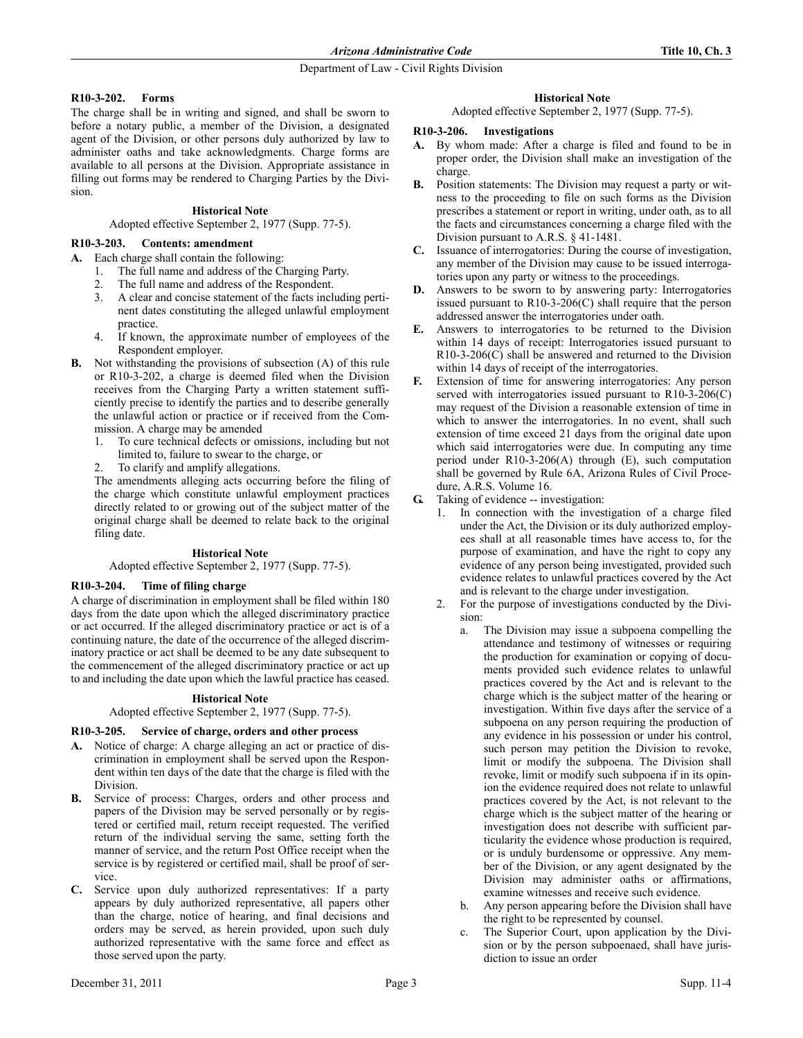### R10-3-202. Forms

The charge shall be in writing and signed, and shall be sworn to before a notary public, a member of the Division, a designated agent of the Division, or other persons duly authorized by law to administer oaths and take acknowledgments. Charge forms are available to all persons at the Division. Appropriate assistance in filling out forms may be rendered to Charging Parties by the Division.

**Historical Note**

Adopted effective September 2, 1977 (Supp. 77-5).

### R10-3-203. Contents: amendment

**A.** Each charge shall contain the following:

1. The full name and address of the Charging Party.
2. The full name and address of the Respondent.
3. A clear and concise statement of the facts including pertinent dates constituting the alleged unlawful employment practice.
4. If known, the approximate number of employees of the Respondent employer.

**B.** Not withstanding the provisions of subsection (A) of this rule or R10-3-202, a charge is deemed filed when the Division receives from the Charging Party a written statement sufficiently precise to identify the parties and to describe generally the unlawful action or practice or if received from the Commission. A charge may be amended

1. To cure technical defects or omissions, including but not limited to, failure to swear to the charge, or
2. To clarify and amplify allegations.

The amendments alleging acts occurring before the filing of the charge which constitute unlawful employment practices directly related to or growing out of the subject matter of the original charge shall be deemed to relate back to the original filing date.

**Historical Note**

Adopted effective September 2, 1977 (Supp. 77-5).

### R10-3-204. Time of filing charge

A charge of discrimination in employment shall be filed within 180 days from the date upon which the alleged discriminatory practice or act occurred. If the alleged discriminatory practice or act is of a continuing nature, the date of the occurrence of the alleged discriminatory practice or act shall be deemed to be any date subsequent to the commencement of the alleged discriminatory practice or act up to and including the date upon which the lawful practice has ceased.

**Historical Note**

Adopted effective September 2, 1977 (Supp. 77-5).

### R10-3-205. Service of charge, orders and other process

**A.** Notice of charge: A charge alleging an act or practice of discrimination in employment shall be served upon the Respondent within ten days of the date that the charge is filed with the Division.

**B.** Service of process: Charges, orders and other process and papers of the Division may be served personally or by registered or certified mail, return receipt requested. The verified return of the individual serving the same, setting forth the manner of service, and the return Post Office receipt when the service is by registered or certified mail, shall be proof of service.

**C.** Service upon duly authorized representatives: If a party appears by duly authorized representative, all papers other than the charge, notice of hearing, and final decisions and orders may be served, as herein provided, upon such duly authorized representative with the same force and effect as those served upon the party.

**Historical Note**

Adopted effective September 2, 1977 (Supp. 77-5).

### R10-3-206. Investigations

**A.** By whom made: After a charge is filed and found to be in proper order, the Division shall make an investigation of the charge.

**B.** Position statements: The Division may request a party or witness to the proceeding to file on such forms as the Division prescribes a statement or report in writing, under oath, as to all the facts and circumstances concerning a charge filed with the Division pursuant to A.R.S. § 41-1481.

**C.** Issuance of interrogatories: During the course of investigation, any member of the Division may cause to be issued interrogatories upon any party or witness to the proceedings.

**D.** Answers to be sworn to by answering party: Interrogatories issued pursuant to R10-3-206(C) shall require that the person addressed answer the interrogatories under oath.

**E.** Answers to interrogatories to be returned to the Division within 14 days of receipt: Interrogatories issued pursuant to R10-3-206(C) shall be answered and returned to the Division within 14 days of receipt of the interrogatories.

**F.** Extension of time for answering interrogatories: Any person served with interrogatories issued pursuant to R10-3-206(C) may request of the Division a reasonable extension of time in which to answer the interrogatories. In no event, shall such extension of time exceed 21 days from the original date upon which said interrogatories were due. In computing any time period under R10-3-206(A) through (E), such computation shall be governed by Rule 6A, Arizona Rules of Civil Procedure, A.R.S. Volume 16.

**G.** Taking of evidence -- investigation:

1. In connection with the investigation of a charge filed under the Act, the Division or its duly authorized employees shall at all reasonable times have access to, for the purpose of examination, and have the right to copy any evidence of any person being investigated, provided such evidence relates to unlawful practices covered by the Act and is relevant to the charge under investigation.
2. For the purpose of investigations conducted by the Division:
   a. The Division may issue a subpoena compelling the attendance and testimony of witnesses or requiring the production for examination or copying of documents provided such evidence relates to unlawful practices covered by the Act and is relevant to the charge which is the subject matter of the hearing or investigation. Within five days after the service of a subpoena on any person requiring the production of any evidence in his possession or under his control, such person may petition the Division to revoke, limit or modify the subpoena. The Division shall revoke, limit or modify such subpoena if in its opinion the evidence required does not relate to unlawful practices covered by the Act, is not relevant to the charge which is the subject matter of the hearing or investigation does not describe with sufficient particularity the evidence whose production is required, or is unduly burdensome or oppressive. Any member of the Division, or any agent designated by the Division may administer oaths or affirmations, examine witnesses and receive such evidence.
   b. Any person appearing before the Division shall have the right to be represented by counsel.
   c. The Superior Court, upon application by the Division or by the person subpoenaed, shall have jurisdiction to issue an order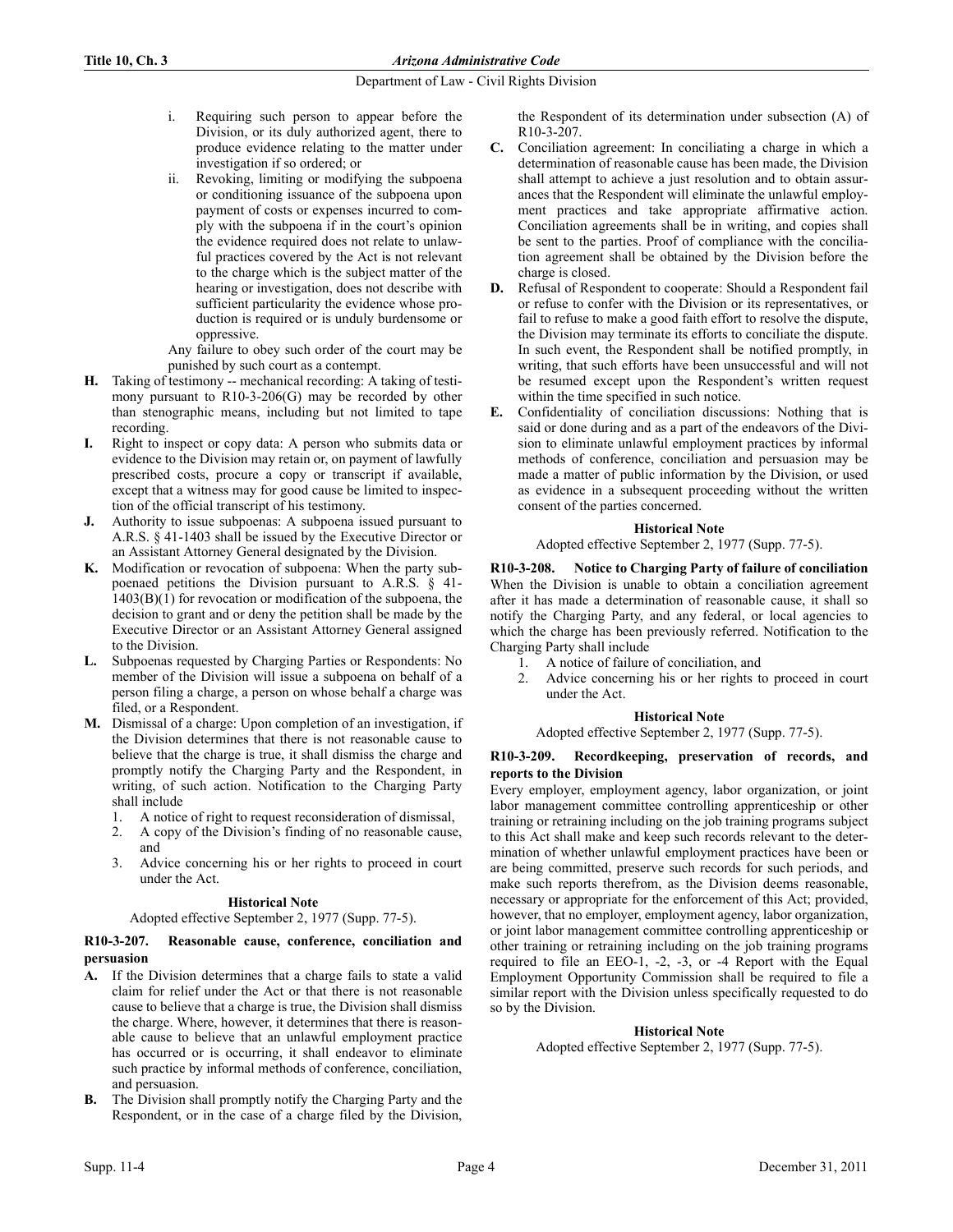i. Requiring such person to appear before the Division, or its duly authorized agent, there to produce evidence relating to the matter under investigation if so ordered; or

ii. Revoking, limiting or modifying the subpoena or conditioning issuance of the subpoena upon payment of costs or expenses incurred to comply with the subpoena if in the court's opinion the evidence required does not relate to unlawful practices covered by the Act is not relevant to the charge which is the subject matter of the hearing or investigation, does not describe with sufficient particularity the evidence whose production is required or is unduly burdensome or oppressive.

Any failure to obey such order of the court may be punished by such court as a contempt.

**H.** Taking of testimony -- mechanical recording: A taking of testimony pursuant to R10-3-206(G) may be recorded by other than stenographic means, including but not limited to tape recording.

**I.** Right to inspect or copy data: A person who submits data or evidence to the Division may retain or, on payment of lawfully prescribed costs, procure a copy or transcript if available, except that a witness may for good cause be limited to inspection of the official transcript of his testimony.

**J.** Authority to issue subpoenas: A subpoena issued pursuant to A.R.S. § 41-1403 shall be issued by the Executive Director or an Assistant Attorney General designated by the Division.

**K.** Modification or revocation of subpoena: When the party subpoenaed petitions the Division pursuant to A.R.S. § 41-1403(B)(1) for revocation or modification of the subpoena, the decision to grant and or deny the petition shall be made by the Executive Director or an Assistant Attorney General assigned to the Division.

**L.** Subpoenas requested by Charging Parties or Respondents: No member of the Division will issue a subpoena on behalf of a person filing a charge, a person on whose behalf a charge was filed, or a Respondent.

**M.** Dismissal of a charge: Upon completion of an investigation, if the Division determines that there is not reasonable cause to believe that the charge is true, it shall dismiss the charge and promptly notify the Charging Party and the Respondent, in writing, of such action. Notification to the Charging Party shall include

1. A notice of right to request reconsideration of dismissal,
2. A copy of the Division's finding of no reasonable cause, and
3. Advice concerning his or her rights to proceed in court under the Act.

**Historical Note**

Adopted effective September 2, 1977 (Supp. 77-5).

### R10-3-207. Reasonable cause, conference, conciliation and persuasion

**A.** If the Division determines that a charge fails to state a valid claim for relief under the Act or that there is not reasonable cause to believe that a charge is true, the Division shall dismiss the charge. Where, however, it determines that there is reasonable cause to believe that an unlawful employment practice has occurred or is occurring, it shall endeavor to eliminate such practice by informal methods of conference, conciliation, and persuasion.

**B.** The Division shall promptly notify the Charging Party and the Respondent, or in the case of a charge filed by the Division, the Respondent of its determination under subsection (A) of R10-3-207.

**C.** Conciliation agreement: In conciliating a charge in which a determination of reasonable cause has been made, the Division shall attempt to achieve a just resolution and to obtain assurances that the Respondent will eliminate the unlawful employment practices and take appropriate affirmative action. Conciliation agreements shall be in writing, and copies shall be sent to the parties. Proof of compliance with the conciliation agreement shall be obtained by the Division before the charge is closed.

**D.** Refusal of Respondent to cooperate: Should a Respondent fail or refuse to confer with the Division or its representatives, or fail to refuse to make a good faith effort to resolve the dispute, the Division may terminate its efforts to conciliate the dispute. In such event, the Respondent shall be notified promptly, in writing, that such efforts have been unsuccessful and will not be resumed except upon the Respondent's written request within the time specified in such notice.

**E.** Confidentiality of conciliation discussions: Nothing that is said or done during and as a part of the endeavors of the Division to eliminate unlawful employment practices by informal methods of conference, conciliation and persuasion may be made a matter of public information by the Division, or used as evidence in a subsequent proceeding without the written consent of the parties concerned.

**Historical Note**

Adopted effective September 2, 1977 (Supp. 77-5).

### R10-3-208. Notice to Charging Party of failure of conciliation

When the Division is unable to obtain a conciliation agreement after it has made a determination of reasonable cause, it shall so notify the Charging Party, and any federal, or local agencies to which the charge has been previously referred. Notification to the Charging Party shall include

1. A notice of failure of conciliation, and
2. Advice concerning his or her rights to proceed in court under the Act.

**Historical Note**

Adopted effective September 2, 1977 (Supp. 77-5).

### R10-3-209. Recordkeeping, preservation of records, and reports to the Division

Every employer, employment agency, labor organization, or joint labor management committee controlling apprenticeship or other training or retraining including on the job training programs subject to this Act shall make and keep such records relevant to the determination of whether unlawful employment practices have been or are being committed, preserve such records for such periods, and make such reports therefrom, as the Division deems reasonable, necessary or appropriate for the enforcement of this Act; provided, however, that no employer, employment agency, labor organization, or joint labor management committee controlling apprenticeship or other training or retraining including on the job training programs required to file an EEO-1, -2, -3, or -4 Report with the Equal Employment Opportunity Commission shall be required to file a similar report with the Division unless specifically requested to do so by the Division.

**Historical Note**

Adopted effective September 2, 1977 (Supp. 77-5).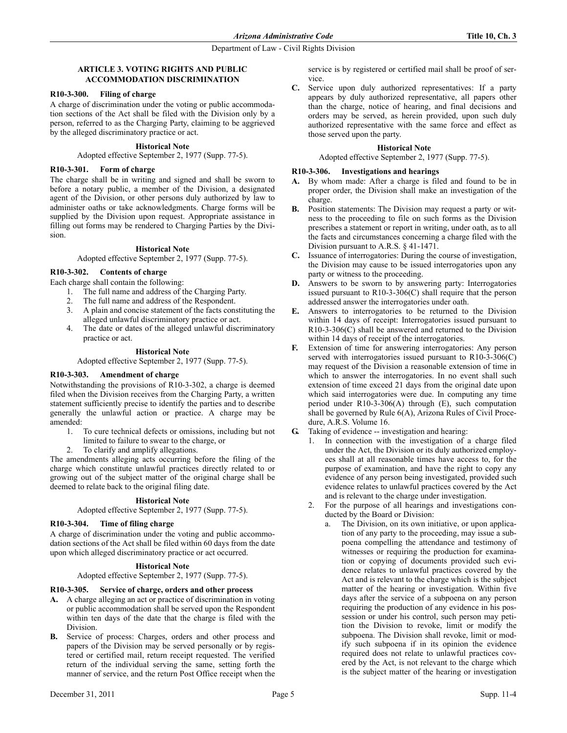### ARTICLE 3. VOTING RIGHTS AND PUBLIC ACCOMMODATION DISCRIMINATION

#### R10-3-300. Filing of charge

A charge of discrimination under the voting or public accommodation sections of the Act shall be filed with the Division only by a person, referred to as the Charging Party, claiming to be aggrieved by the alleged discriminatory practice or act.

**Historical Note**

Adopted effective September 2, 1977 (Supp. 77-5).

#### R10-3-301. Form of charge

The charge shall be in writing and signed and shall be sworn to before a notary public, a member of the Division, a designated agent of the Division, or other persons duly authorized by law to administer oaths or take acknowledgments. Charge forms will be supplied by the Division upon request. Appropriate assistance in filling out forms may be rendered to Charging Parties by the Division.

**Historical Note**

Adopted effective September 2, 1977 (Supp. 77-5).

#### R10-3-302. Contents of charge

Each charge shall contain the following:

1. The full name and address of the Charging Party.
2. The full name and address of the Respondent.
3. A plain and concise statement of the facts constituting the alleged unlawful discriminatory practice or act.
4. The date or dates of the alleged unlawful discriminatory practice or act.

**Historical Note**

Adopted effective September 2, 1977 (Supp. 77-5).

#### R10-3-303. Amendment of charge

Notwithstanding the provisions of R10-3-302, a charge is deemed filed when the Division receives from the Charging Party, a written statement sufficiently precise to identify the parties and to describe generally the unlawful action or practice. A charge may be amended:

1. To cure technical defects or omissions, including but not limited to failure to swear to the charge, or
2. To clarify and amplify allegations.

The amendments alleging acts occurring before the filing of the charge which constitute unlawful practices directly related to or growing out of the subject matter of the original charge shall be deemed to relate back to the original filing date.

**Historical Note**

Adopted effective September 2, 1977 (Supp. 77-5).

#### R10-3-304. Time of filing charge

A charge of discrimination under the voting and public accommodation sections of the Act shall be filed within 60 days from the date upon which alleged discriminatory practice or act occurred.

**Historical Note**

Adopted effective September 2, 1977 (Supp. 77-5).

#### R10-3-305. Service of charge, orders and other process

**A.** A charge alleging an act or practice of discrimination in voting or public accommodation shall be served upon the Respondent within ten days of the date that the charge is filed with the Division.

**B.** Service of process: Charges, orders and other process and papers of the Division may be served personally or by registered or certified mail, return receipt requested. The verified return of the individual serving the same, setting forth the manner of service, and the return Post Office receipt when the service is by registered or certified mail shall be proof of service.

**C.** Service upon duly authorized representatives: If a party appears by duly authorized representative, all papers other than the charge, notice of hearing, and final decisions and orders may be served, as herein provided, upon such duly authorized representative with the same force and effect as those served upon the party.

**Historical Note**

Adopted effective September 2, 1977 (Supp. 77-5).

#### R10-3-306. Investigations and hearings

**A.** By whom made: After a charge is filed and found to be in proper order, the Division shall make an investigation of the charge.

**B.** Position statements: The Division may request a party or witness to the proceeding to file on such forms as the Division prescribes a statement or report in writing, under oath, as to all the facts and circumstances concerning a charge filed with the Division pursuant to A.R.S. § 41-1471.

**C.** Issuance of interrogatories: During the course of investigation, the Division may cause to be issued interrogatories upon any party or witness to the proceeding.

**D.** Answers to be sworn to by answering party: Interrogatories issued pursuant to R10-3-306(C) shall require that the person addressed answer the interrogatories under oath.

**E.** Answers to interrogatories to be returned to the Division within 14 days of receipt: Interrogatories issued pursuant to R10-3-306(C) shall be answered and returned to the Division within 14 days of receipt of the interrogatories.

**F.** Extension of time for answering interrogatories: Any person served with interrogatories issued pursuant to R10-3-306(C) may request of the Division a reasonable extension of time in which to answer the interrogatories. In no event shall such extension of time exceed 21 days from the original date upon which said interrogatories were due. In computing any time period under R10-3-306(A) through (E), such computation shall be governed by Rule 6(A), Arizona Rules of Civil Procedure, A.R.S. Volume 16.

**G.** Taking of evidence -- investigation and hearing:

1. In connection with the investigation of a charge filed under the Act, the Division or its duly authorized employees shall at all reasonable times have access to, for the purpose of examination, and have the right to copy any evidence of any person being investigated, provided such evidence relates to unlawful practices covered by the Act and is relevant to the charge under investigation.
2. For the purpose of all hearings and investigations conducted by the Board or Division:
   a. The Division, on its own initiative, or upon application of any party to the proceeding, may issue a subpoena compelling the attendance and testimony of witnesses or requiring the production for examination or copying of documents provided such evidence relates to unlawful practices covered by the Act and is relevant to the charge which is the subject matter of the hearing or investigation. Within five days after the service of a subpoena on any person requiring the production of any evidence in his possession or under his control, such person may petition the Division to revoke, limit or modify the subpoena. The Division shall revoke, limit or modify such subpoena if in its opinion the evidence required does not relate to unlawful practices covered by the Act, is not relevant to the charge which is the subject matter of the hearing or investigation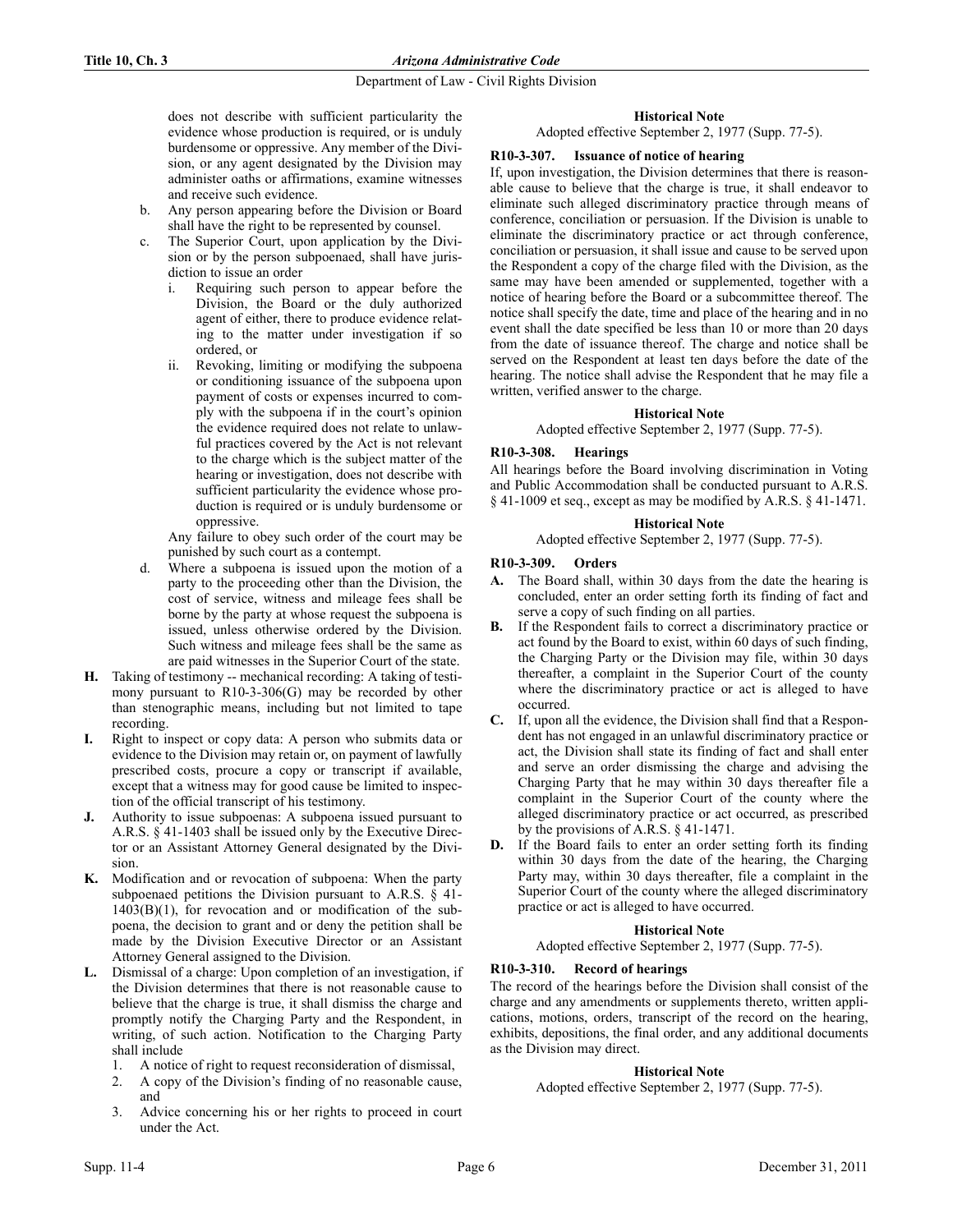does not describe with sufficient particularity the evidence whose production is required, or is unduly burdensome or oppressive. Any member of the Division, or any agent designated by the Division may administer oaths or affirmations, examine witnesses and receive such evidence.

b. Any person appearing before the Division or Board shall have the right to be represented by counsel.

c. The Superior Court, upon application by the Division or by the person subpoenaed, shall have jurisdiction to issue an order

   i. Requiring such person to appear before the Division, the Board or the duly authorized agent of either, there to produce evidence relating to the matter under investigation if so ordered, or

   ii. Revoking, limiting or modifying the subpoena or conditioning issuance of the subpoena upon payment of costs or expenses incurred to comply with the subpoena if in the court's opinion the evidence required does not relate to unlawful practices covered by the Act is not relevant to the charge which is the subject matter of the hearing or investigation, does not describe with sufficient particularity the evidence whose production is required or is unduly burdensome or oppressive.

   Any failure to obey such order of the court may be punished by such court as a contempt.

d. Where a subpoena is issued upon the motion of a party to the proceeding other than the Division, the cost of service, witness and mileage fees shall be borne by the party at whose request the subpoena is issued, unless otherwise ordered by the Division. Such witness and mileage fees shall be the same as are paid witnesses in the Superior Court of the state.

**H.** Taking of testimony -- mechanical recording: A taking of testimony pursuant to R10-3-306(G) may be recorded by other than stenographic means, including but not limited to tape recording.

**I.** Right to inspect or copy data: A person who submits data or evidence to the Division may retain or, on payment of lawfully prescribed costs, procure a copy or transcript if available, except that a witness may for good cause be limited to inspection of the official transcript of his testimony.

**J.** Authority to issue subpoenas: A subpoena issued pursuant to A.R.S. § 41-1403 shall be issued only by the Executive Director or an Assistant Attorney General designated by the Division.

**K.** Modification and or revocation of subpoena: When the party subpoenaed petitions the Division pursuant to A.R.S. § 41-1403(B)(1), for revocation and or modification of the subpoena, the decision to grant and or deny the petition shall be made by the Division Executive Director or an Assistant Attorney General assigned to the Division.

**L.** Dismissal of a charge: Upon completion of an investigation, if the Division determines that there is not reasonable cause to believe that the charge is true, it shall dismiss the charge and promptly notify the Charging Party and the Respondent, in writing, of such action. Notification to the Charging Party shall include

1. A notice of right to request reconsideration of dismissal,
2. A copy of the Division's finding of no reasonable cause, and
3. Advice concerning his or her rights to proceed in court under the Act.

**Historical Note**

Adopted effective September 2, 1977 (Supp. 77-5).

### R10-3-307. Issuance of notice of hearing

If, upon investigation, the Division determines that there is reasonable cause to believe that the charge is true, it shall endeavor to eliminate such alleged discriminatory practice through means of conference, conciliation or persuasion. If the Division is unable to eliminate the discriminatory practice or act through conference, conciliation or persuasion, it shall issue and cause to be served upon the Respondent a copy of the charge filed with the Division, as the same may have been amended or supplemented, together with a notice of hearing before the Board or a subcommittee thereof. The notice shall specify the date, time and place of the hearing and in no event shall the date specified be less than 10 or more than 20 days from the date of issuance thereof. The charge and notice shall be served on the Respondent at least ten days before the date of the hearing. The notice shall advise the Respondent that he may file a written, verified answer to the charge.

**Historical Note**

Adopted effective September 2, 1977 (Supp. 77-5).

### R10-3-308. Hearings

All hearings before the Board involving discrimination in Voting and Public Accommodation shall be conducted pursuant to A.R.S. § 41-1009 et seq., except as may be modified by A.R.S. § 41-1471.

**Historical Note**

Adopted effective September 2, 1977 (Supp. 77-5).

### R10-3-309. Orders

**A.** The Board shall, within 30 days from the date the hearing is concluded, enter an order setting forth its finding of fact and serve a copy of such finding on all parties.

**B.** If the Respondent fails to correct a discriminatory practice or act found by the Board to exist, within 60 days of such finding, the Charging Party or the Division may file, within 30 days thereafter, a complaint in the Superior Court of the county where the discriminatory practice or act is alleged to have occurred.

**C.** If, upon all the evidence, the Division shall find that a Respondent has not engaged in an unlawful discriminatory practice or act, the Division shall state its finding of fact and shall enter and serve an order dismissing the charge and advising the Charging Party that he may within 30 days thereafter file a complaint in the Superior Court of the county where the alleged discriminatory practice or act occurred, as prescribed by the provisions of A.R.S. § 41-1471.

**D.** If the Board fails to enter an order setting forth its finding within 30 days from the date of the hearing, the Charging Party may, within 30 days thereafter, file a complaint in the Superior Court of the county where the alleged discriminatory practice or act is alleged to have occurred.

**Historical Note**

Adopted effective September 2, 1977 (Supp. 77-5).

### R10-3-310. Record of hearings

The record of the hearings before the Division shall consist of the charge and any amendments or supplements thereto, written applications, motions, orders, transcript of the record on the hearing, exhibits, depositions, the final order, and any additional documents as the Division may direct.

**Historical Note**

Adopted effective September 2, 1977 (Supp. 77-5).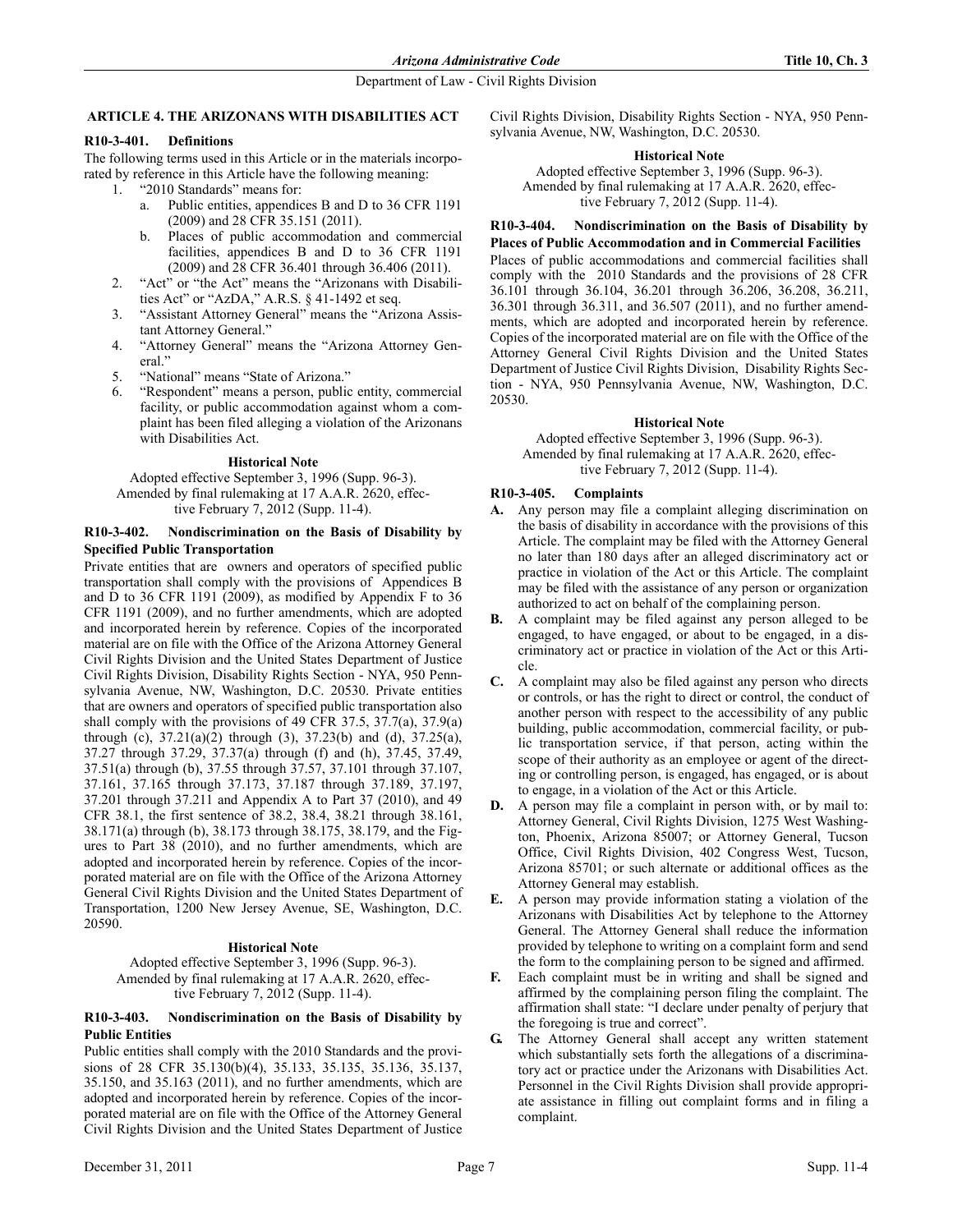## ARTICLE 4. THE ARIZONANS WITH DISABILITIES ACT

### R10-3-401. Definitions

The following terms used in this Article or in the materials incorporated by reference in this Article have the following meaning:

1. "2010 Standards" means for:
   a. Public entities, appendices B and D to 36 CFR 1191 (2009) and 28 CFR 35.151 (2011).
   b. Places of public accommodation and commercial facilities, appendices B and D to 36 CFR 1191 (2009) and 28 CFR 36.401 through 36.406 (2011).
2. "Act" or "the Act" means the "Arizonans with Disabilities Act" or "AzDA," A.R.S. § 41-1492 et seq.
3. "Assistant Attorney General" means the "Arizona Assistant Attorney General."
4. "Attorney General" means the "Arizona Attorney General."
5. "National" means "State of Arizona."
6. "Respondent" means a person, public entity, commercial facility, or public accommodation against whom a complaint has been filed alleging a violation of the Arizonans with Disabilities Act.

**Historical Note**

Adopted effective September 3, 1996 (Supp. 96-3). Amended by final rulemaking at 17 A.A.R. 2620, effective February 7, 2012 (Supp. 11-4).

### R10-3-402. Nondiscrimination on the Basis of Disability by Specified Public Transportation

Private entities that are owners and operators of specified public transportation shall comply with the provisions of Appendices B and D to 36 CFR 1191 (2009), as modified by Appendix F to 36 CFR 1191 (2009), and no further amendments, which are adopted and incorporated herein by reference. Copies of the incorporated material are on file with the Office of the Arizona Attorney General Civil Rights Division and the United States Department of Justice Civil Rights Division, Disability Rights Section - NYA, 950 Pennsylvania Avenue, NW, Washington, D.C. 20530. Private entities that are owners and operators of specified public transportation also shall comply with the provisions of 49 CFR 37.5, 37.7(a), 37.9(a) through (c), 37.21(a)(2) through (3), 37.23(b) and (d), 37.25(a), 37.27 through 37.29, 37.37(a) through (f) and (h), 37.45, 37.49, 37.51(a) through (b), 37.55 through 37.57, 37.101 through 37.107, 37.161, 37.165 through 37.173, 37.187 through 37.189, 37.197, 37.201 through 37.211 and Appendix A to Part 37 (2010), and 49 CFR 38.1, the first sentence of 38.2, 38.4, 38.21 through 38.161, 38.171(a) through (b), 38.173 through 38.175, 38.179, and the Figures to Part 38 (2010), and no further amendments, which are adopted and incorporated herein by reference. Copies of the incorporated material are on file with the Office of the Arizona Attorney General Civil Rights Division and the United States Department of Transportation, 1200 New Jersey Avenue, SE, Washington, D.C. 20590.

**Historical Note**

Adopted effective September 3, 1996 (Supp. 96-3). Amended by final rulemaking at 17 A.A.R. 2620, effective February 7, 2012 (Supp. 11-4).

### R10-3-403. Nondiscrimination on the Basis of Disability by Public Entities

Public entities shall comply with the 2010 Standards and the provisions of 28 CFR 35.130(b)(4), 35.133, 35.135, 35.136, 35.137, 35.150, and 35.163 (2011), and no further amendments, which are adopted and incorporated herein by reference. Copies of the incorporated material are on file with the Office of the Attorney General Civil Rights Division and the United States Department of Justice Civil Rights Division, Disability Rights Section - NYA, 950 Pennsylvania Avenue, NW, Washington, D.C. 20530.

**Historical Note**

Adopted effective September 3, 1996 (Supp. 96-3). Amended by final rulemaking at 17 A.A.R. 2620, effective February 7, 2012 (Supp. 11-4).

### R10-3-404. Nondiscrimination on the Basis of Disability by Places of Public Accommodation and in Commercial Facilities

Places of public accommodations and commercial facilities shall comply with the 2010 Standards and the provisions of 28 CFR 36.101 through 36.104, 36.201 through 36.206, 36.208, 36.211, 36.301 through 36.311, and 36.507 (2011), and no further amendments, which are adopted and incorporated herein by reference. Copies of the incorporated material are on file with the Office of the Attorney General Civil Rights Division and the United States Department of Justice Civil Rights Division, Disability Rights Section - NYA, 950 Pennsylvania Avenue, NW, Washington, D.C. 20530.

**Historical Note**

Adopted effective September 3, 1996 (Supp. 96-3). Amended by final rulemaking at 17 A.A.R. 2620, effective February 7, 2012 (Supp. 11-4).

### R10-3-405. Complaints

**A.** Any person may file a complaint alleging discrimination on the basis of disability in accordance with the provisions of this Article. The complaint may be filed with the Attorney General no later than 180 days after an alleged discriminatory act or practice in violation of the Act or this Article. The complaint may be filed with the assistance of any person or organization authorized to act on behalf of the complaining person.

**B.** A complaint may be filed against any person alleged to be engaged, to have engaged, or about to be engaged, in a discriminatory act or practice in violation of the Act or this Article.

**C.** A complaint may also be filed against any person who directs or controls, or has the right to direct or control, the conduct of another person with respect to the accessibility of any public building, public accommodation, commercial facility, or public transportation service, if that person, acting within the scope of their authority as an employee or agent of the directing or controlling person, is engaged, has engaged, or is about to engage, in a violation of the Act or this Article.

**D.** A person may file a complaint in person with, or by mail to: Attorney General, Civil Rights Division, 1275 West Washington, Phoenix, Arizona 85007; or Attorney General, Tucson Office, Civil Rights Division, 402 Congress West, Tucson, Arizona 85701; or such alternate or additional offices as the Attorney General may establish.

**E.** A person may provide information stating a violation of the Arizonans with Disabilities Act by telephone to the Attorney General. The Attorney General shall reduce the information provided by telephone to writing on a complaint form and send the form to the complaining person to be signed and affirmed.

**F.** Each complaint must be in writing and shall be signed and affirmed by the complaining person filing the complaint. The affirmation shall state: "I declare under penalty of perjury that the foregoing is true and correct".

**G.** The Attorney General shall accept any written statement which substantially sets forth the allegations of a discriminatory act or practice under the Arizonans with Disabilities Act. Personnel in the Civil Rights Division shall provide appropriate assistance in filling out complaint forms and in filing a complaint.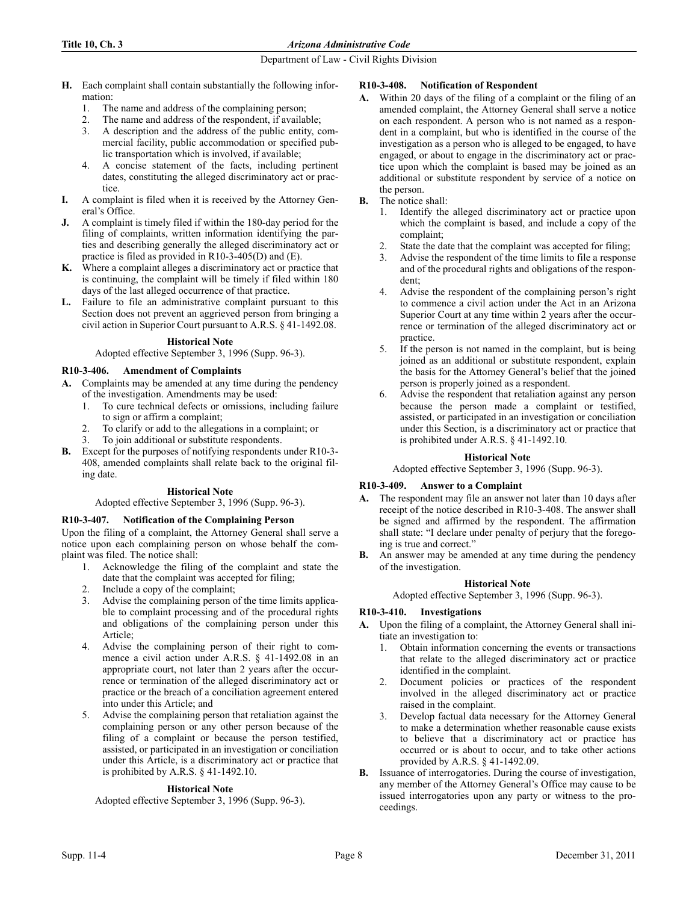**H.** Each complaint shall contain substantially the following information:

1. The name and address of the complaining person;
2. The name and address of the respondent, if available;
3. A description and the address of the public entity, commercial facility, public accommodation or specified public transportation which is involved, if available;
4. A concise statement of the facts, including pertinent dates, constituting the alleged discriminatory act or practice.

**I.** A complaint is filed when it is received by the Attorney General's Office.

**J.** A complaint is timely filed if within the 180-day period for the filing of complaints, written information identifying the parties and describing generally the alleged discriminatory act or practice is filed as provided in R10-3-405(D) and (E).

**K.** Where a complaint alleges a discriminatory act or practice that is continuing, the complaint will be timely if filed within 180 days of the last alleged occurrence of that practice.

**L.** Failure to file an administrative complaint pursuant to this Section does not prevent an aggrieved person from bringing a civil action in Superior Court pursuant to A.R.S. § 41-1492.08.

**Historical Note**

Adopted effective September 3, 1996 (Supp. 96-3).

### R10-3-406. Amendment of Complaints

**A.** Complaints may be amended at any time during the pendency of the investigation. Amendments may be used:

1. To cure technical defects or omissions, including failure to sign or affirm a complaint;
2. To clarify or add to the allegations in a complaint; or
3. To join additional or substitute respondents.

**B.** Except for the purposes of notifying respondents under R10-3-408, amended complaints shall relate back to the original filing date.

**Historical Note**

Adopted effective September 3, 1996 (Supp. 96-3).

### R10-3-407. Notification of the Complaining Person

Upon the filing of a complaint, the Attorney General shall serve a notice upon each complaining person on whose behalf the complaint was filed. The notice shall:

1. Acknowledge the filing of the complaint and state the date that the complaint was accepted for filing;
2. Include a copy of the complaint;
3. Advise the complaining person of the time limits applicable to complaint processing and of the procedural rights and obligations of the complaining person under this Article;
4. Advise the complaining person of their right to commence a civil action under A.R.S. § 41-1492.08 in an appropriate court, not later than 2 years after the occurrence or termination of the alleged discriminatory act or practice or the breach of a conciliation agreement entered into under this Article; and
5. Advise the complaining person that retaliation against the complaining person or any other person because of the filing of a complaint or because the person testified, assisted, or participated in an investigation or conciliation under this Article, is a discriminatory act or practice that is prohibited by A.R.S. § 41-1492.10.

**Historical Note**

Adopted effective September 3, 1996 (Supp. 96-3).

### R10-3-408. Notification of Respondent

**A.** Within 20 days of the filing of a complaint or the filing of an amended complaint, the Attorney General shall serve a notice on each respondent. A person who is not named as a respondent in a complaint, but who is identified in the course of the investigation as a person who is alleged to be engaged, to have engaged, or about to engage in the discriminatory act or practice upon which the complaint is based may be joined as an additional or substitute respondent by service of a notice on the person.

**B.** The notice shall:

1. Identify the alleged discriminatory act or practice upon which the complaint is based, and include a copy of the complaint;
2. State the date that the complaint was accepted for filing;
3. Advise the respondent of the time limits to file a response and of the procedural rights and obligations of the respondent;
4. Advise the respondent of the complaining person's right to commence a civil action under the Act in an Arizona Superior Court at any time within 2 years after the occurrence or termination of the alleged discriminatory act or practice.
5. If the person is not named in the complaint, but is being joined as an additional or substitute respondent, explain the basis for the Attorney General's belief that the joined person is properly joined as a respondent.
6. Advise the respondent that retaliation against any person because the person made a complaint or testified, assisted, or participated in an investigation or conciliation under this Section, is a discriminatory act or practice that is prohibited under A.R.S. § 41-1492.10.

**Historical Note**

Adopted effective September 3, 1996 (Supp. 96-3).

### R10-3-409. Answer to a Complaint

**A.** The respondent may file an answer not later than 10 days after receipt of the notice described in R10-3-408. The answer shall be signed and affirmed by the respondent. The affirmation shall state: "I declare under penalty of perjury that the foregoing is true and correct."

**B.** An answer may be amended at any time during the pendency of the investigation.

**Historical Note**

Adopted effective September 3, 1996 (Supp. 96-3).

### R10-3-410. Investigations

**A.** Upon the filing of a complaint, the Attorney General shall initiate an investigation to:

1. Obtain information concerning the events or transactions that relate to the alleged discriminatory act or practice identified in the complaint.
2. Document policies or practices of the respondent involved in the alleged discriminatory act or practice raised in the complaint.
3. Develop factual data necessary for the Attorney General to make a determination whether reasonable cause exists to believe that a discriminatory act or practice has occurred or is about to occur, and to take other actions provided by A.R.S. § 41-1492.09.

**B.** Issuance of interrogatories. During the course of investigation, any member of the Attorney General's Office may cause to be issued interrogatories upon any party or witness to the proceedings.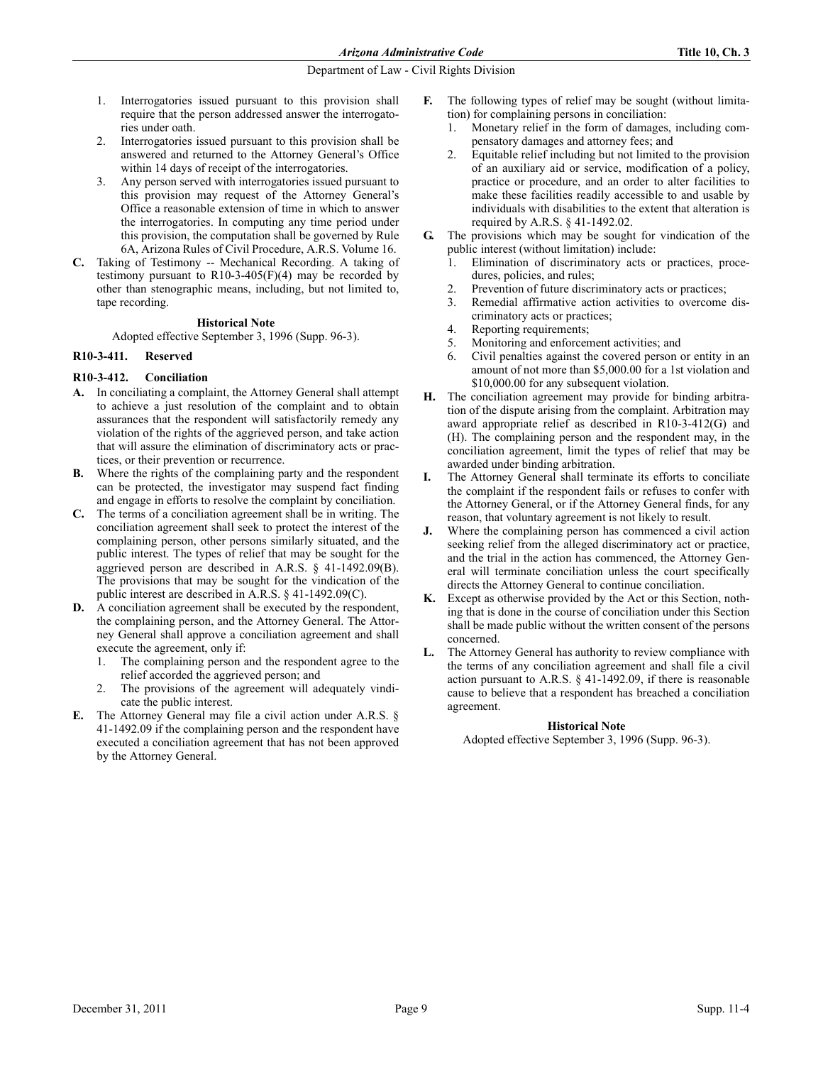1. Interrogatories issued pursuant to this provision shall require that the person addressed answer the interrogatories under oath.
2. Interrogatories issued pursuant to this provision shall be answered and returned to the Attorney General's Office within 14 days of receipt of the interrogatories.
3. Any person served with interrogatories issued pursuant to this provision may request of the Attorney General's Office a reasonable extension of time in which to answer the interrogatories. In computing any time period under this provision, the computation shall be governed by Rule 6A, Arizona Rules of Civil Procedure, A.R.S. Volume 16.

**C.** Taking of Testimony -- Mechanical Recording. A taking of testimony pursuant to R10-3-405(F)(4) may be recorded by other than stenographic means, including, but not limited to, tape recording.

**Historical Note**

Adopted effective September 3, 1996 (Supp. 96-3).

### R10-3-411. Reserved

### R10-3-412. Conciliation

**A.** In conciliating a complaint, the Attorney General shall attempt to achieve a just resolution of the complaint and to obtain assurances that the respondent will satisfactorily remedy any violation of the rights of the aggrieved person, and take action that will assure the elimination of discriminatory acts or practices, or their prevention or recurrence.

**B.** Where the rights of the complaining party and the respondent can be protected, the investigator may suspend fact finding and engage in efforts to resolve the complaint by conciliation.

**C.** The terms of a conciliation agreement shall be in writing. The conciliation agreement shall seek to protect the interest of the complaining person, other persons similarly situated, and the public interest. The types of relief that may be sought for the aggrieved person are described in A.R.S. § 41-1492.09(B). The provisions that may be sought for the vindication of the public interest are described in A.R.S. § 41-1492.09(C).

**D.** A conciliation agreement shall be executed by the respondent, the complaining person, and the Attorney General. The Attorney General shall approve a conciliation agreement and shall execute the agreement, only if:
1. The complaining person and the respondent agree to the relief accorded the aggrieved person; and
2. The provisions of the agreement will adequately vindicate the public interest.

**E.** The Attorney General may file a civil action under A.R.S. § 41-1492.09 if the complaining person and the respondent have executed a conciliation agreement that has not been approved by the Attorney General.

**F.** The following types of relief may be sought (without limitation) for complaining persons in conciliation:
1. Monetary relief in the form of damages, including compensatory damages and attorney fees; and
2. Equitable relief including but not limited to the provision of an auxiliary aid or service, modification of a policy, practice or procedure, and an order to alter facilities to make these facilities readily accessible to and usable by individuals with disabilities to the extent that alteration is required by A.R.S. § 41-1492.02.

**G.** The provisions which may be sought for vindication of the public interest (without limitation) include:
1. Elimination of discriminatory acts or practices, procedures, policies, and rules;
2. Prevention of future discriminatory acts or practices;
3. Remedial affirmative action activities to overcome discriminatory acts or practices;
4. Reporting requirements;
5. Monitoring and enforcement activities; and
6. Civil penalties against the covered person or entity in an amount of not more than $5,000.00 for a 1st violation and $10,000.00 for any subsequent violation.

**H.** The conciliation agreement may provide for binding arbitration of the dispute arising from the complaint. Arbitration may award appropriate relief as described in R10-3-412(G) and (H). The complaining person and the respondent may, in the conciliation agreement, limit the types of relief that may be awarded under binding arbitration.

**I.** The Attorney General shall terminate its efforts to conciliate the complaint if the respondent fails or refuses to confer with the Attorney General, or if the Attorney General finds, for any reason, that voluntary agreement is not likely to result.

**J.** Where the complaining person has commenced a civil action seeking relief from the alleged discriminatory act or practice, and the trial in the action has commenced, the Attorney General will terminate conciliation unless the court specifically directs the Attorney General to continue conciliation.

**K.** Except as otherwise provided by the Act or this Section, nothing that is done in the course of conciliation under this Section shall be made public without the written consent of the persons concerned.

**L.** The Attorney General has authority to review compliance with the terms of any conciliation agreement and shall file a civil action pursuant to A.R.S. § 41-1492.09, if there is reasonable cause to believe that a respondent has breached a conciliation agreement.

**Historical Note**

Adopted effective September 3, 1996 (Supp. 96-3).